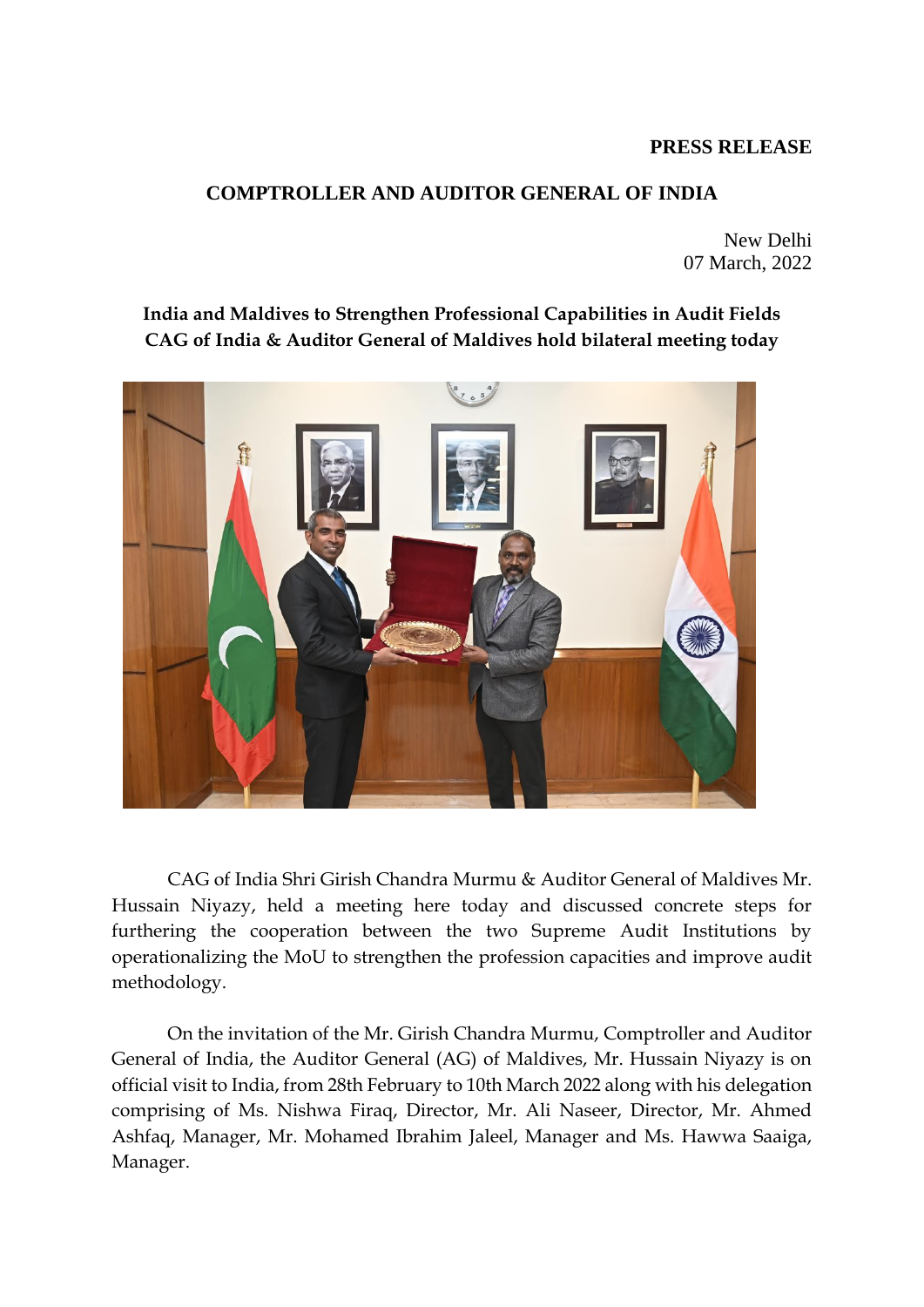**PRESS RELEASE**

**COMPTROLLER AND AUDITOR GENERAL OF INDIA**

New Delhi
07 March, 2022

**India and Maldives to Strengthen Professional Capabilities in Audit Fields**
**CAG of India & Auditor General of Maldives hold bilateral meeting today**

CAG of India Shri Girish Chandra Murmu & Auditor General of Maldives Mr. Hussain Niyazy, held a meeting here today and discussed concrete steps for furthering the cooperation between the two Supreme Audit Institutions by operationalizing the MoU to strengthen the profession capacities and improve audit methodology.

On the invitation of the Mr. Girish Chandra Murmu, Comptroller and Auditor General of India, the Auditor General (AG) of Maldives, Mr. Hussain Niyazy is on official visit to India, from 28th February to 10th March 2022 along with his delegation comprising of Ms. Nishwa Firaq, Director, Mr. Ali Naseer, Director, Mr. Ahmed Ashfaq, Manager, Mr. Mohamed Ibrahim Jaleel, Manager and Ms. Hawwa Saaiga, Manager.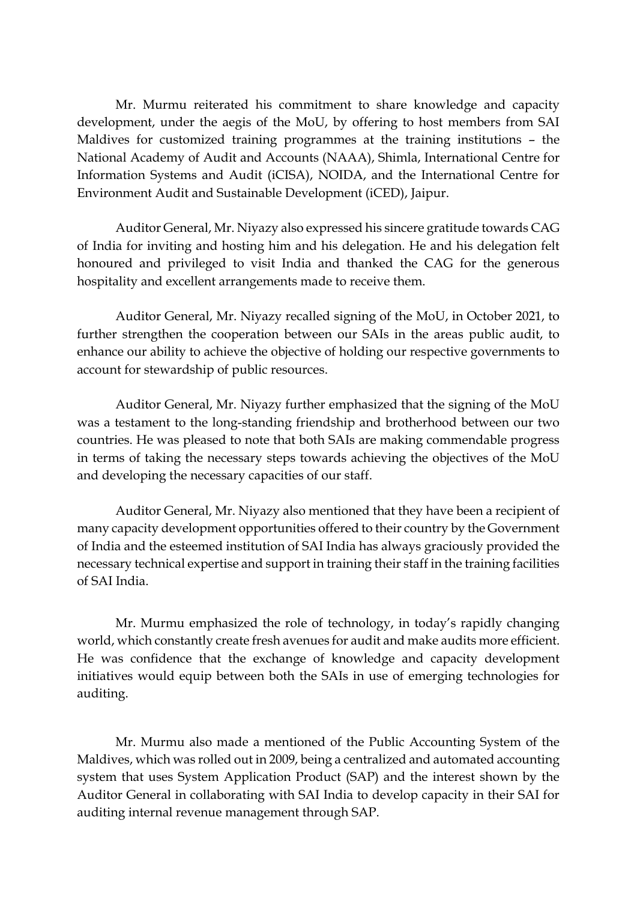Mr. Murmu reiterated his commitment to share knowledge and capacity development, under the aegis of the MoU, by offering to host members from SAI Maldives for customized training programmes at the training institutions – the National Academy of Audit and Accounts (NAAA), Shimla, International Centre for Information Systems and Audit (iCISA), NOIDA, and the International Centre for Environment Audit and Sustainable Development (iCED), Jaipur.

Auditor General, Mr. Niyazy also expressed his sincere gratitude towards CAG of India for inviting and hosting him and his delegation. He and his delegation felt honoured and privileged to visit India and thanked the CAG for the generous hospitality and excellent arrangements made to receive them.

Auditor General, Mr. Niyazy recalled signing of the MoU, in October 2021, to further strengthen the cooperation between our SAIs in the areas public audit, to enhance our ability to achieve the objective of holding our respective governments to account for stewardship of public resources.

Auditor General, Mr. Niyazy further emphasized that the signing of the MoU was a testament to the long-standing friendship and brotherhood between our two countries. He was pleased to note that both SAIs are making commendable progress in terms of taking the necessary steps towards achieving the objectives of the MoU and developing the necessary capacities of our staff.

Auditor General, Mr. Niyazy also mentioned that they have been a recipient of many capacity development opportunities offered to their country by the Government of India and the esteemed institution of SAI India has always graciously provided the necessary technical expertise and support in training their staff in the training facilities of SAI India.

Mr. Murmu emphasized the role of technology, in today's rapidly changing world, which constantly create fresh avenues for audit and make audits more efficient. He was confidence that the exchange of knowledge and capacity development initiatives would equip between both the SAIs in use of emerging technologies for auditing.

Mr. Murmu also made a mentioned of the Public Accounting System of the Maldives, which was rolled out in 2009, being a centralized and automated accounting system that uses System Application Product (SAP) and the interest shown by the Auditor General in collaborating with SAI India to develop capacity in their SAI for auditing internal revenue management through SAP.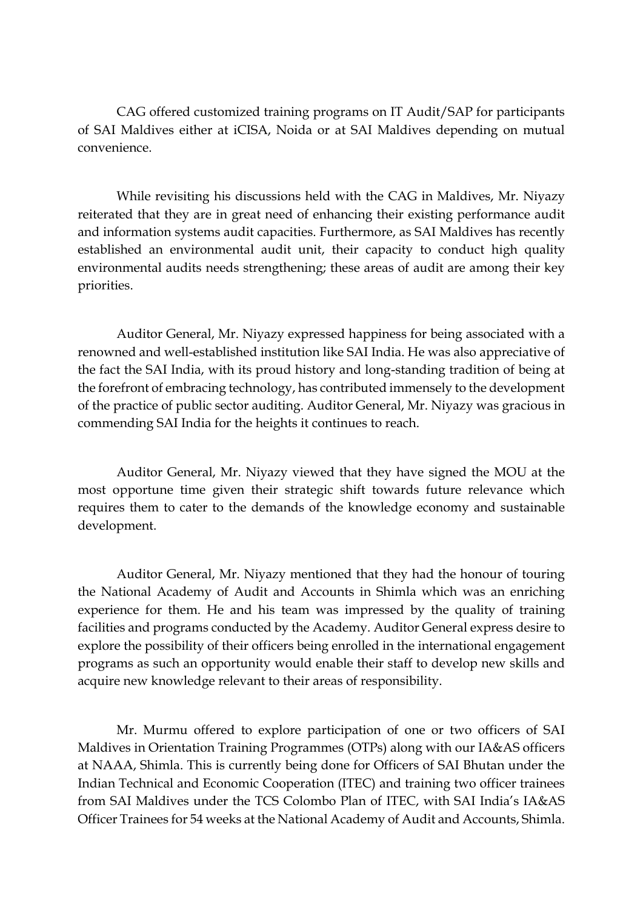CAG offered customized training programs on IT Audit/SAP for participants of SAI Maldives either at iCISA, Noida or at SAI Maldives depending on mutual convenience.

While revisiting his discussions held with the CAG in Maldives, Mr. Niyazy reiterated that they are in great need of enhancing their existing performance audit and information systems audit capacities. Furthermore, as SAI Maldives has recently established an environmental audit unit, their capacity to conduct high quality environmental audits needs strengthening; these areas of audit are among their key priorities.

Auditor General, Mr. Niyazy expressed happiness for being associated with a renowned and well-established institution like SAI India. He was also appreciative of the fact the SAI India, with its proud history and long-standing tradition of being at the forefront of embracing technology, has contributed immensely to the development of the practice of public sector auditing. Auditor General, Mr. Niyazy was gracious in commending SAI India for the heights it continues to reach.

Auditor General, Mr. Niyazy viewed that they have signed the MOU at the most opportune time given their strategic shift towards future relevance which requires them to cater to the demands of the knowledge economy and sustainable development.

Auditor General, Mr. Niyazy mentioned that they had the honour of touring the National Academy of Audit and Accounts in Shimla which was an enriching experience for them. He and his team was impressed by the quality of training facilities and programs conducted by the Academy. Auditor General express desire to explore the possibility of their officers being enrolled in the international engagement programs as such an opportunity would enable their staff to develop new skills and acquire new knowledge relevant to their areas of responsibility.

Mr. Murmu offered to explore participation of one or two officers of SAI Maldives in Orientation Training Programmes (OTPs) along with our IA&AS officers at NAAA, Shimla. This is currently being done for Officers of SAI Bhutan under the Indian Technical and Economic Cooperation (ITEC) and training two officer trainees from SAI Maldives under the TCS Colombo Plan of ITEC, with SAI India's IA&AS Officer Trainees for 54 weeks at the National Academy of Audit and Accounts, Shimla.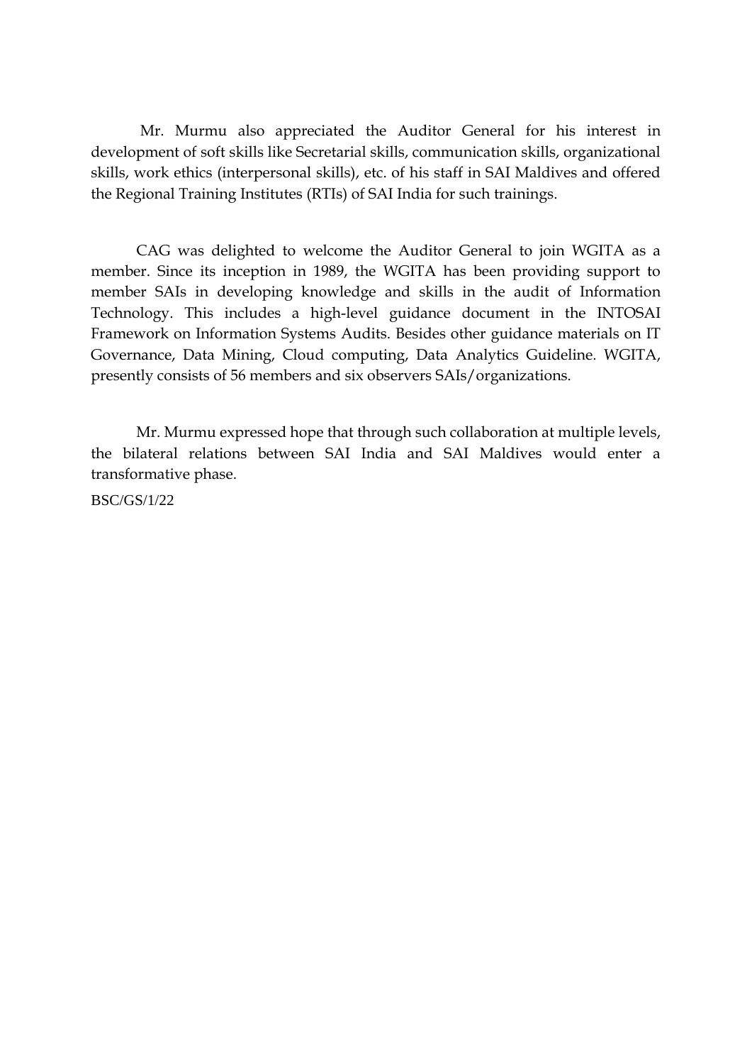Mr. Murmu also appreciated the Auditor General for his interest in development of soft skills like Secretarial skills, communication skills, organizational skills, work ethics (interpersonal skills), etc. of his staff in SAI Maldives and offered the Regional Training Institutes (RTIs) of SAI India for such trainings.

CAG was delighted to welcome the Auditor General to join WGITA as a member. Since its inception in 1989, the WGITA has been providing support to member SAIs in developing knowledge and skills in the audit of Information Technology. This includes a high-level guidance document in the INTOSAI Framework on Information Systems Audits. Besides other guidance materials on IT Governance, Data Mining, Cloud computing, Data Analytics Guideline. WGITA, presently consists of 56 members and six observers SAIs/organizations.

Mr. Murmu expressed hope that through such collaboration at multiple levels, the bilateral relations between SAI India and SAI Maldives would enter a transformative phase.

BSC/GS/1/22